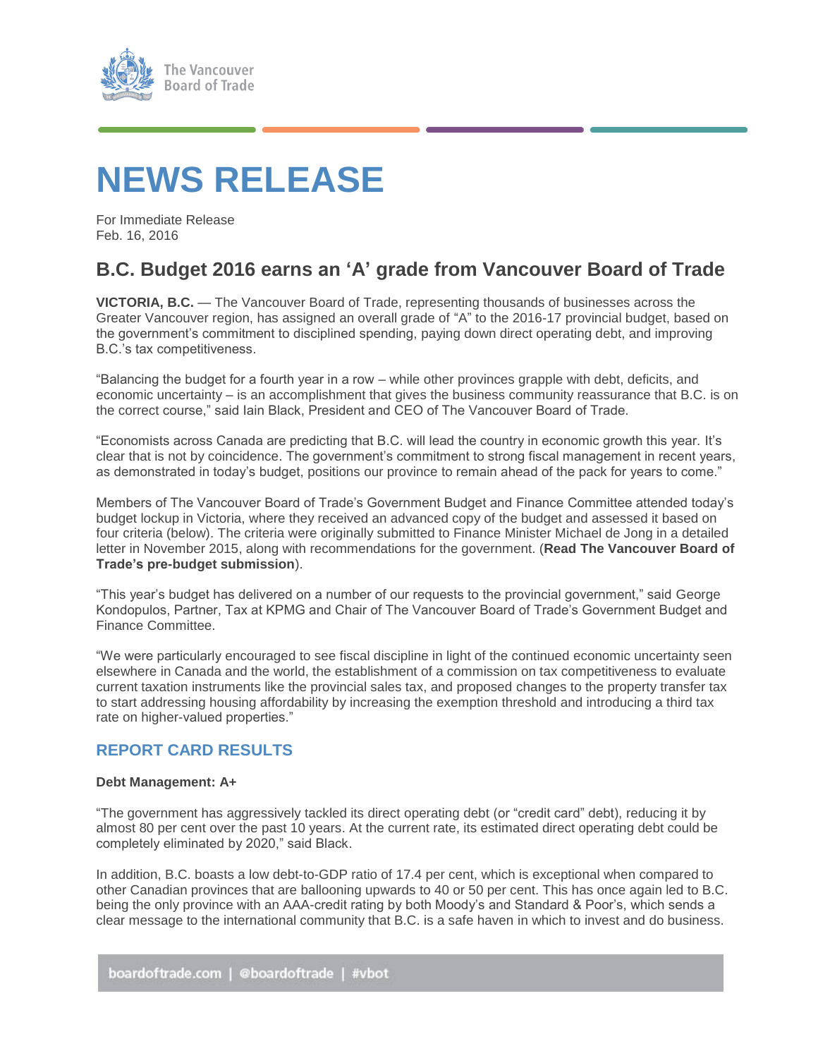The Vancouver Board of Trade

# NEWS RELEASE

For Immediate Release
Feb. 16, 2016

## B.C. Budget 2016 earns an 'A' grade from Vancouver Board of Trade

**VICTORIA, B.C.** — The Vancouver Board of Trade, representing thousands of businesses across the Greater Vancouver region, has assigned an overall grade of "A" to the 2016-17 provincial budget, based on the government's commitment to disciplined spending, paying down direct operating debt, and improving B.C.'s tax competitiveness.

"Balancing the budget for a fourth year in a row – while other provinces grapple with debt, deficits, and economic uncertainty – is an accomplishment that gives the business community reassurance that B.C. is on the correct course," said Iain Black, President and CEO of The Vancouver Board of Trade.

"Economists across Canada are predicting that B.C. will lead the country in economic growth this year. It's clear that is not by coincidence. The government's commitment to strong fiscal management in recent years, as demonstrated in today's budget, positions our province to remain ahead of the pack for years to come."

Members of The Vancouver Board of Trade's Government Budget and Finance Committee attended today's budget lockup in Victoria, where they received an advanced copy of the budget and assessed it based on four criteria (below). The criteria were originally submitted to Finance Minister Michael de Jong in a detailed letter in November 2015, along with recommendations for the government. (**Read The Vancouver Board of Trade's pre-budget submission**).

"This year's budget has delivered on a number of our requests to the provincial government," said George Kondopulos, Partner, Tax at KPMG and Chair of The Vancouver Board of Trade's Government Budget and Finance Committee.

"We were particularly encouraged to see fiscal discipline in light of the continued economic uncertainty seen elsewhere in Canada and the world, the establishment of a commission on tax competitiveness to evaluate current taxation instruments like the provincial sales tax, and proposed changes to the property transfer tax to start addressing housing affordability by increasing the exemption threshold and introducing a third tax rate on higher-valued properties."

### REPORT CARD RESULTS

**Debt Management: A+**

"The government has aggressively tackled its direct operating debt (or "credit card" debt), reducing it by almost 80 per cent over the past 10 years. At the current rate, its estimated direct operating debt could be completely eliminated by 2020," said Black.

In addition, B.C. boasts a low debt-to-GDP ratio of 17.4 per cent, which is exceptional when compared to other Canadian provinces that are ballooning upwards to 40 or 50 per cent. This has once again led to B.C. being the only province with an AAA-credit rating by both Moody's and Standard & Poor's, which sends a clear message to the international community that B.C. is a safe haven in which to invest and do business.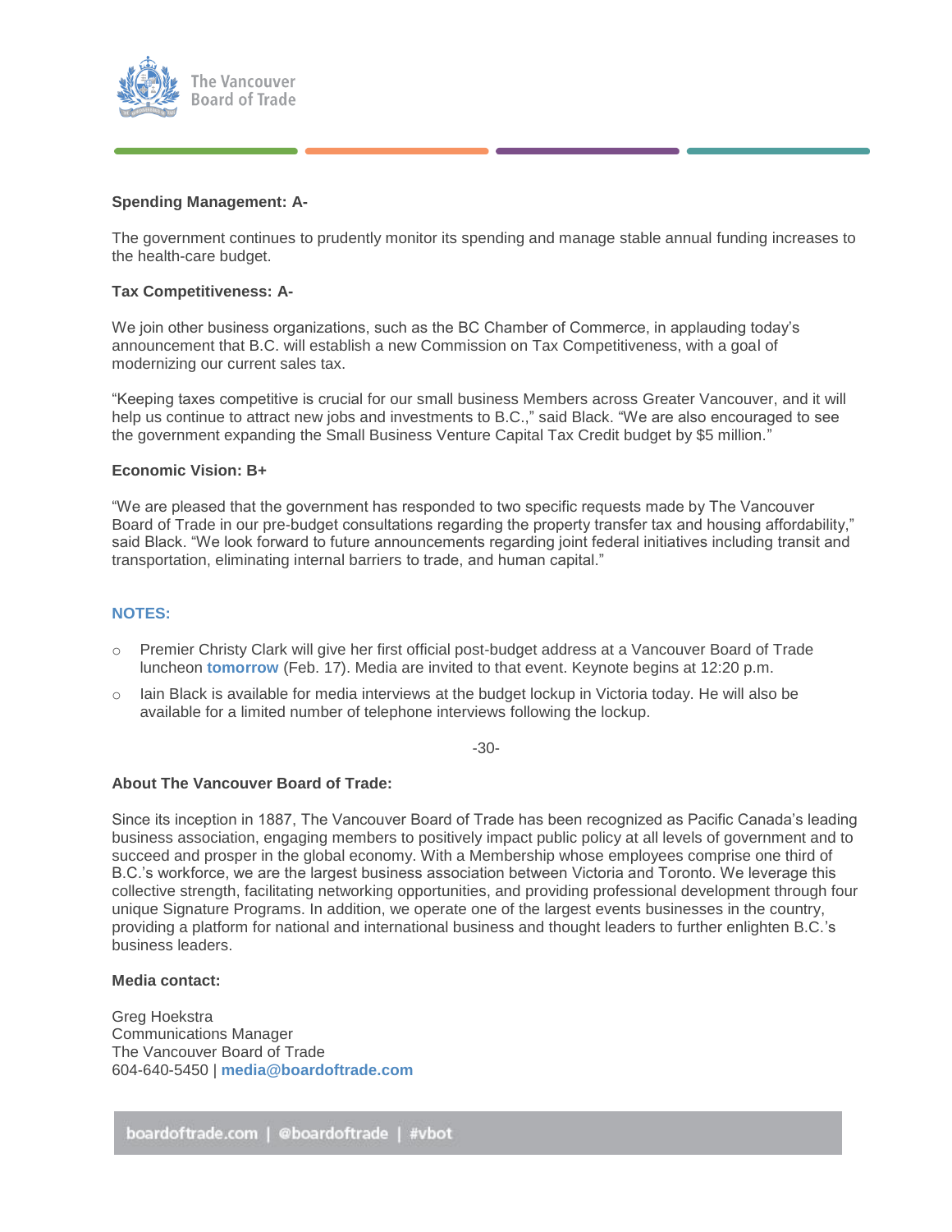**Spending Management: A-**

The government continues to prudently monitor its spending and manage stable annual funding increases to the health-care budget.

**Tax Competitiveness: A-**

We join other business organizations, such as the BC Chamber of Commerce, in applauding today's announcement that B.C. will establish a new Commission on Tax Competitiveness, with a goal of modernizing our current sales tax.

"Keeping taxes competitive is crucial for our small business Members across Greater Vancouver, and it will help us continue to attract new jobs and investments to B.C.," said Black. "We are also encouraged to see the government expanding the Small Business Venture Capital Tax Credit budget by $5 million."

**Economic Vision: B+**

"We are pleased that the government has responded to two specific requests made by The Vancouver Board of Trade in our pre-budget consultations regarding the property transfer tax and housing affordability," said Black. "We look forward to future announcements regarding joint federal initiatives including transit and transportation, eliminating internal barriers to trade, and human capital."

**NOTES:**

- Premier Christy Clark will give her first official post-budget address at a Vancouver Board of Trade luncheon **tomorrow** (Feb. 17). Media are invited to that event. Keynote begins at 12:20 p.m.
- Iain Black is available for media interviews at the budget lockup in Victoria today. He will also be available for a limited number of telephone interviews following the lockup.

-30-

**About The Vancouver Board of Trade:**

Since its inception in 1887, The Vancouver Board of Trade has been recognized as Pacific Canada's leading business association, engaging members to positively impact public policy at all levels of government and to succeed and prosper in the global economy. With a Membership whose employees comprise one third of B.C.'s workforce, we are the largest business association between Victoria and Toronto. We leverage this collective strength, facilitating networking opportunities, and providing professional development through four unique Signature Programs. In addition, we operate one of the largest events businesses in the country, providing a platform for national and international business and thought leaders to further enlighten B.C.'s business leaders.

**Media contact:**

Greg Hoekstra
Communications Manager
The Vancouver Board of Trade
604-640-5450 | **media@boardoftrade.com**